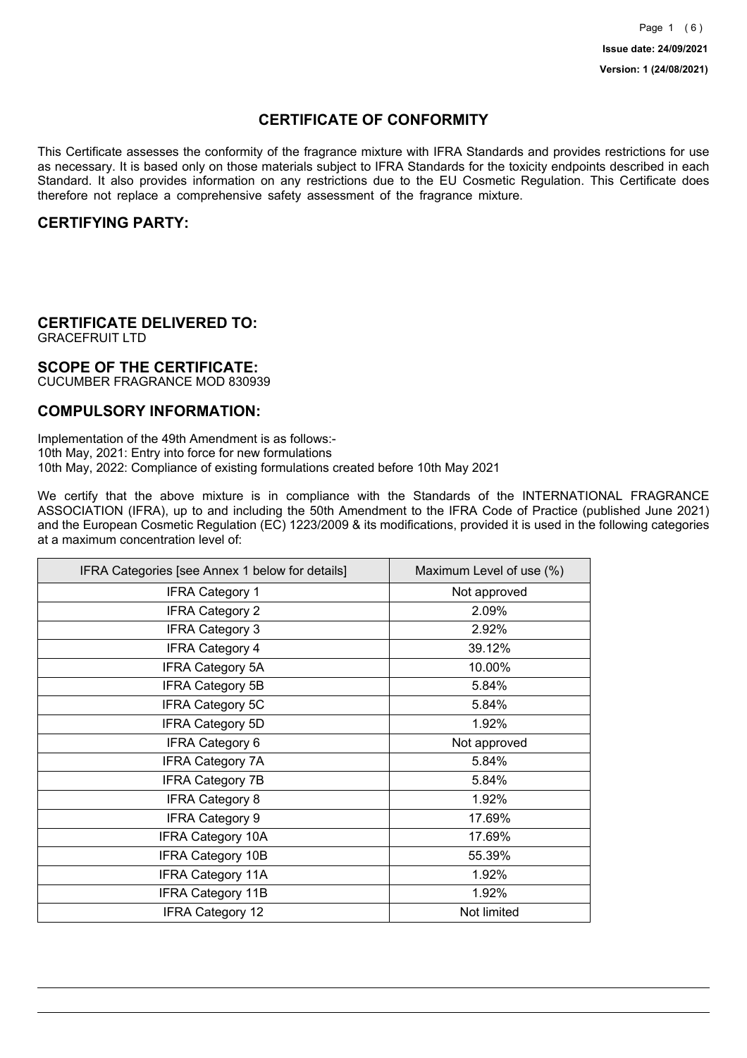**Issue date: 24/09/2021**

**Version: 1 (24/08/2021)**

# CERTIFICATE OF CONFORMITY

This Certificate assesses the conformity of the fragrance mixture with IFRA Standards and provides restrictions for use as necessary. It is based only on those materials subject to IFRA Standards for the toxicity endpoints described in each Standard. It also provides information on any restrictions due to the EU Cosmetic Regulation. This Certificate does therefore not replace a comprehensive safety assessment of the fragrance mixture.

## CERTIFYING PARTY:

## CERTIFICATE DELIVERED TO:

GRACEFRUIT LTD

## SCOPE OF THE CERTIFICATE:

CUCUMBER FRAGRANCE MOD 830939

## COMPULSORY INFORMATION:

Implementation of the 49th Amendment is as follows:-
10th May, 2021: Entry into force for new formulations
10th May, 2022: Compliance of existing formulations created before 10th May 2021

We certify that the above mixture is in compliance with the Standards of the INTERNATIONAL FRAGRANCE ASSOCIATION (IFRA), up to and including the 50th Amendment to the IFRA Code of Practice (published June 2021) and the European Cosmetic Regulation (EC) 1223/2009 & its modifications, provided it is used in the following categories at a maximum concentration level of:

| IFRA Categories [see Annex 1 below for details] | Maximum Level of use (%) |
|---|---|
| IFRA Category 1 | Not approved |
| IFRA Category 2 | 2.09% |
| IFRA Category 3 | 2.92% |
| IFRA Category 4 | 39.12% |
| IFRA Category 5A | 10.00% |
| IFRA Category 5B | 5.84% |
| IFRA Category 5C | 5.84% |
| IFRA Category 5D | 1.92% |
| IFRA Category 6 | Not approved |
| IFRA Category 7A | 5.84% |
| IFRA Category 7B | 5.84% |
| IFRA Category 8 | 1.92% |
| IFRA Category 9 | 17.69% |
| IFRA Category 10A | 17.69% |
| IFRA Category 10B | 55.39% |
| IFRA Category 11A | 1.92% |
| IFRA Category 11B | 1.92% |
| IFRA Category 12 | Not limited |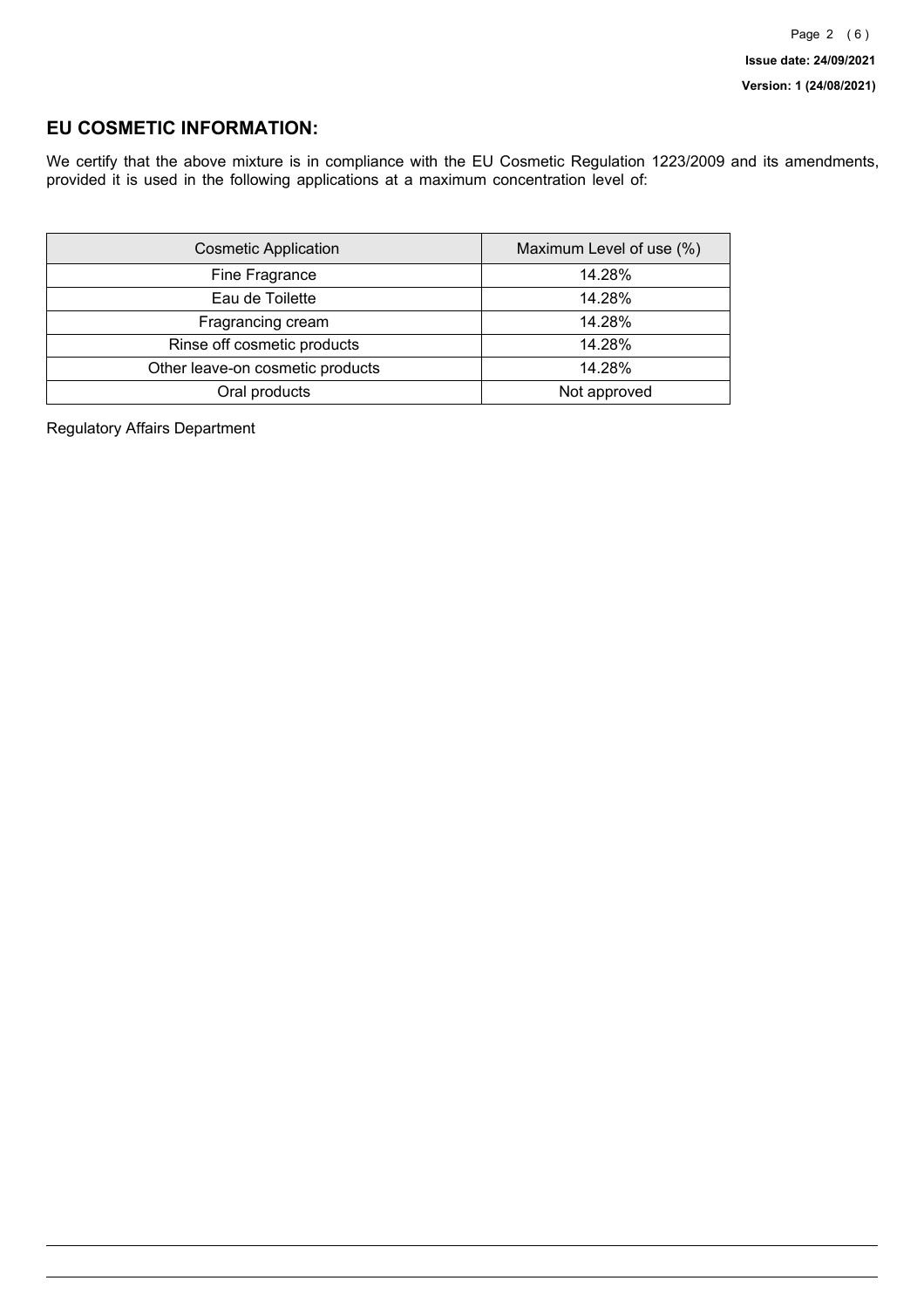## EU COSMETIC INFORMATION:

We certify that the above mixture is in compliance with the EU Cosmetic Regulation 1223/2009 and its amendments, provided it is used in the following applications at a maximum concentration level of:

| Cosmetic Application | Maximum Level of use (%) |
| --- | --- |
| Fine Fragrance | 14.28% |
| Eau de Toilette | 14.28% |
| Fragrancing cream | 14.28% |
| Rinse off cosmetic products | 14.28% |
| Other leave-on cosmetic products | 14.28% |
| Oral products | Not approved |

Regulatory Affairs Department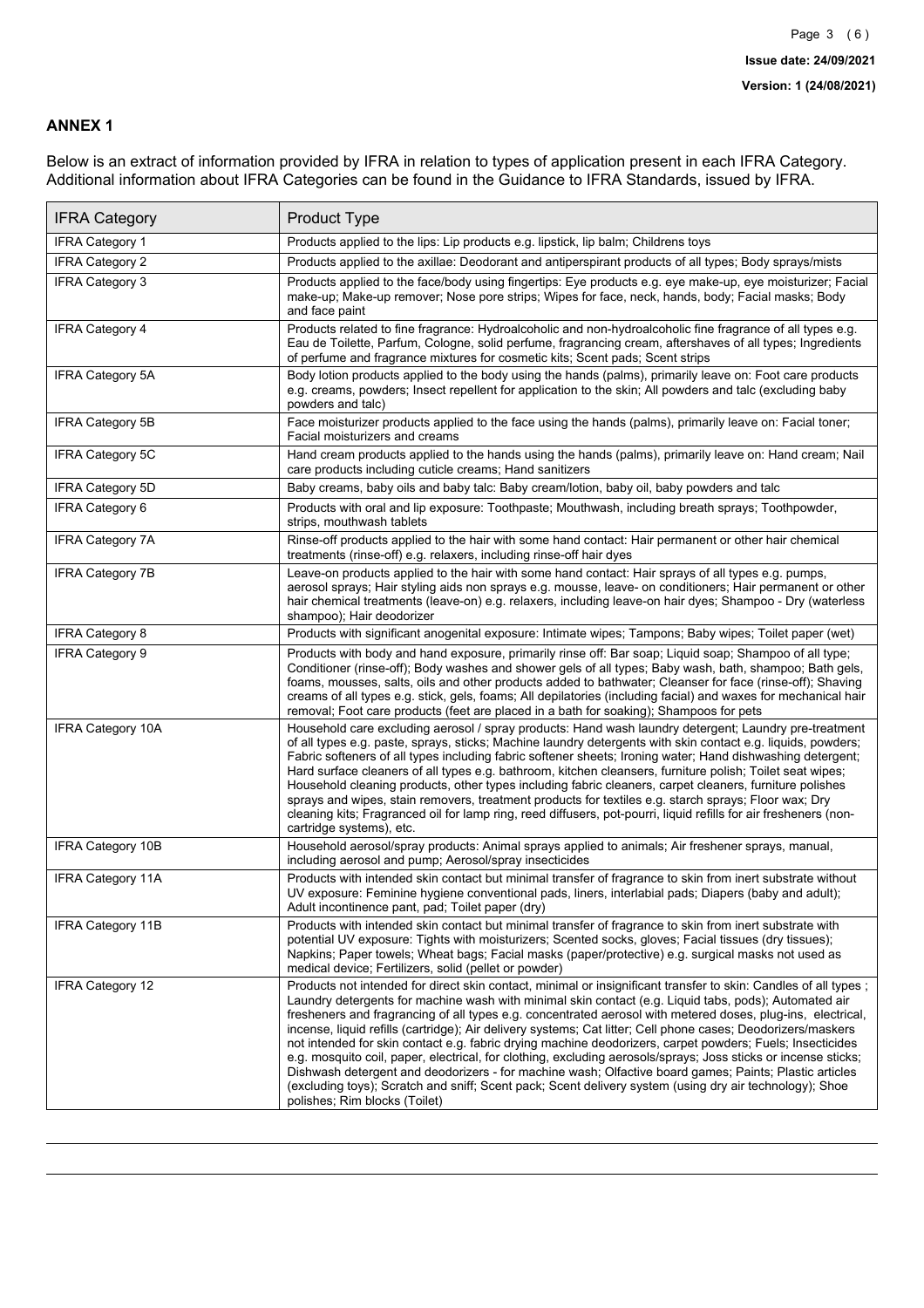## ANNEX 1

Below is an extract of information provided by IFRA in relation to types of application present in each IFRA Category. Additional information about IFRA Categories can be found in the Guidance to IFRA Standards, issued by IFRA.

| IFRA Category | Product Type |
|---|---|
| IFRA Category 1 | Products applied to the lips: Lip products e.g. lipstick, lip balm; Childrens toys |
| IFRA Category 2 | Products applied to the axillae: Deodorant and antiperspirant products of all types; Body sprays/mists |
| IFRA Category 3 | Products applied to the face/body using fingertips: Eye products e.g. eye make-up, eye moisturizer; Facial make-up; Make-up remover; Nose pore strips; Wipes for face, neck, hands, body; Facial masks; Body and face paint |
| IFRA Category 4 | Products related to fine fragrance: Hydroalcoholic and non-hydroalcoholic fine fragrance of all types e.g. Eau de Toilette, Parfum, Cologne, solid perfume, fragrancing cream, aftershaves of all types; Ingredients of perfume and fragrance mixtures for cosmetic kits; Scent pads; Scent strips |
| IFRA Category 5A | Body lotion products applied to the body using the hands (palms), primarily leave on: Foot care products e.g. creams, powders; Insect repellent for application to the skin; All powders and talc (excluding baby powders and talc) |
| IFRA Category 5B | Face moisturizer products applied to the face using the hands (palms), primarily leave on: Facial toner; Facial moisturizers and creams |
| IFRA Category 5C | Hand cream products applied to the hands using the hands (palms), primarily leave on: Hand cream; Nail care products including cuticle creams; Hand sanitizers |
| IFRA Category 5D | Baby creams, baby oils and baby talc: Baby cream/lotion, baby oil, baby powders and talc |
| IFRA Category 6 | Products with oral and lip exposure: Toothpaste; Mouthwash, including breath sprays; Toothpowder, strips, mouthwash tablets |
| IFRA Category 7A | Rinse-off products applied to the hair with some hand contact: Hair permanent or other hair chemical treatments (rinse-off) e.g. relaxers, including rinse-off hair dyes |
| IFRA Category 7B | Leave-on products applied to the hair with some hand contact: Hair sprays of all types e.g. pumps, aerosol sprays; Hair styling aids non sprays e.g. mousse, leave- on conditioners; Hair permanent or other hair chemical treatments (leave-on) e.g. relaxers, including leave-on hair dyes; Shampoo - Dry (waterless shampoo); Hair deodorizer |
| IFRA Category 8 | Products with significant anogenital exposure: Intimate wipes; Tampons; Baby wipes; Toilet paper (wet) |
| IFRA Category 9 | Products with body and hand exposure, primarily rinse off: Bar soap; Liquid soap; Shampoo of all type; Conditioner (rinse-off); Body washes and shower gels of all types; Baby wash, bath, shampoo; Bath gels, foams, mousses, salts, oils and other products added to bathwater; Cleanser for face (rinse-off); Shaving creams of all types e.g. stick, gels, foams; All depilatories (including facial) and waxes for mechanical hair removal; Foot care products (feet are placed in a bath for soaking); Shampoos for pets |
| IFRA Category 10A | Household care excluding aerosol / spray products: Hand wash laundry detergent; Laundry pre-treatment of all types e.g. paste, sprays, sticks; Machine laundry detergents with skin contact e.g. liquids, powders; Fabric softeners of all types including fabric softener sheets; Ironing water; Hand dishwashing detergent; Hard surface cleaners of all types e.g. bathroom, kitchen cleansers, furniture polish; Toilet seat wipes; Household cleaning products, other types including fabric cleaners, carpet cleaners, furniture polishes sprays and wipes, stain removers, treatment products for textiles e.g. starch sprays; Floor wax; Dry cleaning kits; Fragranced oil for lamp ring, reed diffusers, pot-pourri, liquid refills for air fresheners (non-cartridge systems), etc. |
| IFRA Category 10B | Household aerosol/spray products: Animal sprays applied to animals; Air freshener sprays, manual, including aerosol and pump; Aerosol/spray insecticides |
| IFRA Category 11A | Products with intended skin contact but minimal transfer of fragrance to skin from inert substrate without UV exposure: Feminine hygiene conventional pads, liners, interlabial pads; Diapers (baby and adult); Adult incontinence pant, pad; Toilet paper (dry) |
| IFRA Category 11B | Products with intended skin contact but minimal transfer of fragrance to skin from inert substrate with potential UV exposure: Tights with moisturizers; Scented socks, gloves; Facial tissues (dry tissues); Napkins; Paper towels; Wheat bags; Facial masks (paper/protective) e.g. surgical masks not used as medical device; Fertilizers, solid (pellet or powder) |
| IFRA Category 12 | Products not intended for direct skin contact, minimal or insignificant transfer to skin: Candles of all types ; Laundry detergents for machine wash with minimal skin contact (e.g. Liquid tabs, pods); Automated air fresheners and fragrancing of all types e.g. concentrated aerosol with metered doses, plug-ins, electrical, incense, liquid refills (cartridge); Air delivery systems; Cat litter; Cell phone cases; Deodorizers/maskers not intended for skin contact e.g. fabric drying machine deodorizers, carpet powders; Fuels; Insecticides e.g. mosquito coil, paper, electrical, for clothing, excluding aerosols/sprays; Joss sticks or incense sticks; Dishwash detergent and deodorizers - for machine wash; Olfactive board games; Paints; Plastic articles (excluding toys); Scratch and sniff; Scent pack; Scent delivery system (using dry air technology); Shoe polishes; Rim blocks (Toilet) |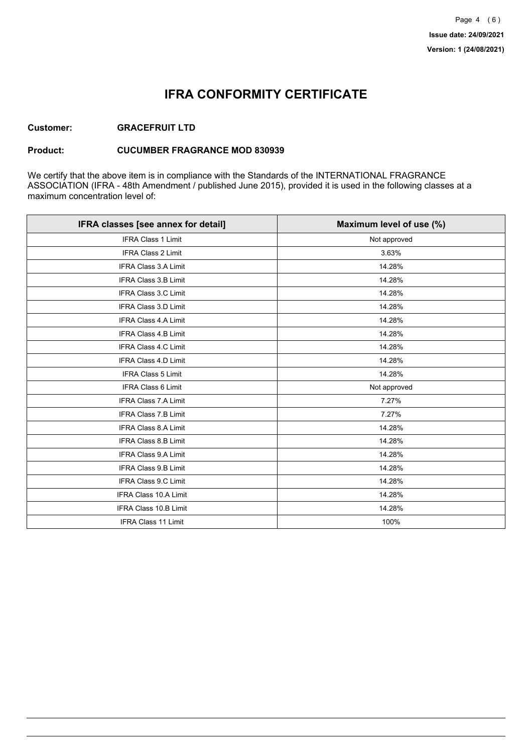# IFRA CONFORMITY CERTIFICATE

**Customer:** **GRACEFRUIT LTD**

**Product:** **CUCUMBER FRAGRANCE MOD 830939**

We certify that the above item is in compliance with the Standards of the INTERNATIONAL FRAGRANCE ASSOCIATION (IFRA - 48th Amendment / published June 2015), provided it is used in the following classes at a maximum concentration level of:

| IFRA classes [see annex for detail] | Maximum level of use (%) |
|---|---|
| IFRA Class 1 Limit | Not approved |
| IFRA Class 2 Limit | 3.63% |
| IFRA Class 3.A Limit | 14.28% |
| IFRA Class 3.B Limit | 14.28% |
| IFRA Class 3.C Limit | 14.28% |
| IFRA Class 3.D Limit | 14.28% |
| IFRA Class 4.A Limit | 14.28% |
| IFRA Class 4.B Limit | 14.28% |
| IFRA Class 4.C Limit | 14.28% |
| IFRA Class 4.D Limit | 14.28% |
| IFRA Class 5 Limit | 14.28% |
| IFRA Class 6 Limit | Not approved |
| IFRA Class 7.A Limit | 7.27% |
| IFRA Class 7.B Limit | 7.27% |
| IFRA Class 8.A Limit | 14.28% |
| IFRA Class 8.B Limit | 14.28% |
| IFRA Class 9.A Limit | 14.28% |
| IFRA Class 9.B Limit | 14.28% |
| IFRA Class 9.C Limit | 14.28% |
| IFRA Class 10.A Limit | 14.28% |
| IFRA Class 10.B Limit | 14.28% |
| IFRA Class 11 Limit | 100% |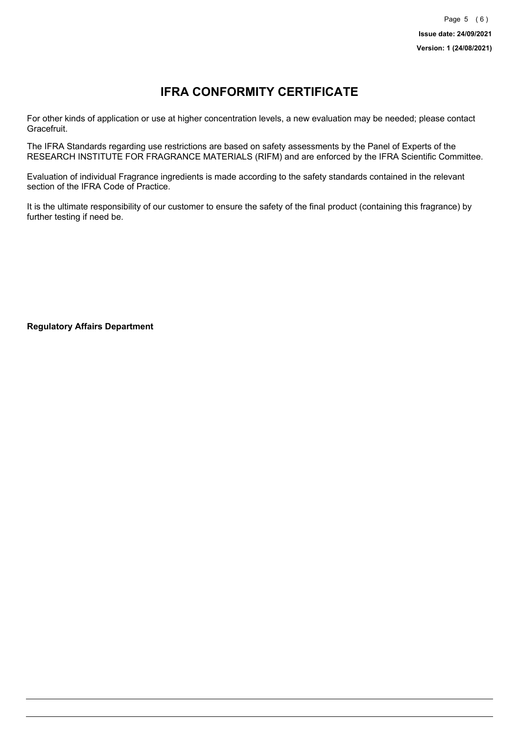# IFRA CONFORMITY CERTIFICATE

For other kinds of application or use at higher concentration levels, a new evaluation may be needed; please contact Gracefruit.

The IFRA Standards regarding use restrictions are based on safety assessments by the Panel of Experts of the RESEARCH INSTITUTE FOR FRAGRANCE MATERIALS (RIFM) and are enforced by the IFRA Scientific Committee.

Evaluation of individual Fragrance ingredients is made according to the safety standards contained in the relevant section of the IFRA Code of Practice.

It is the ultimate responsibility of our customer to ensure the safety of the final product (containing this fragrance) by further testing if need be.

**Regulatory Affairs Department**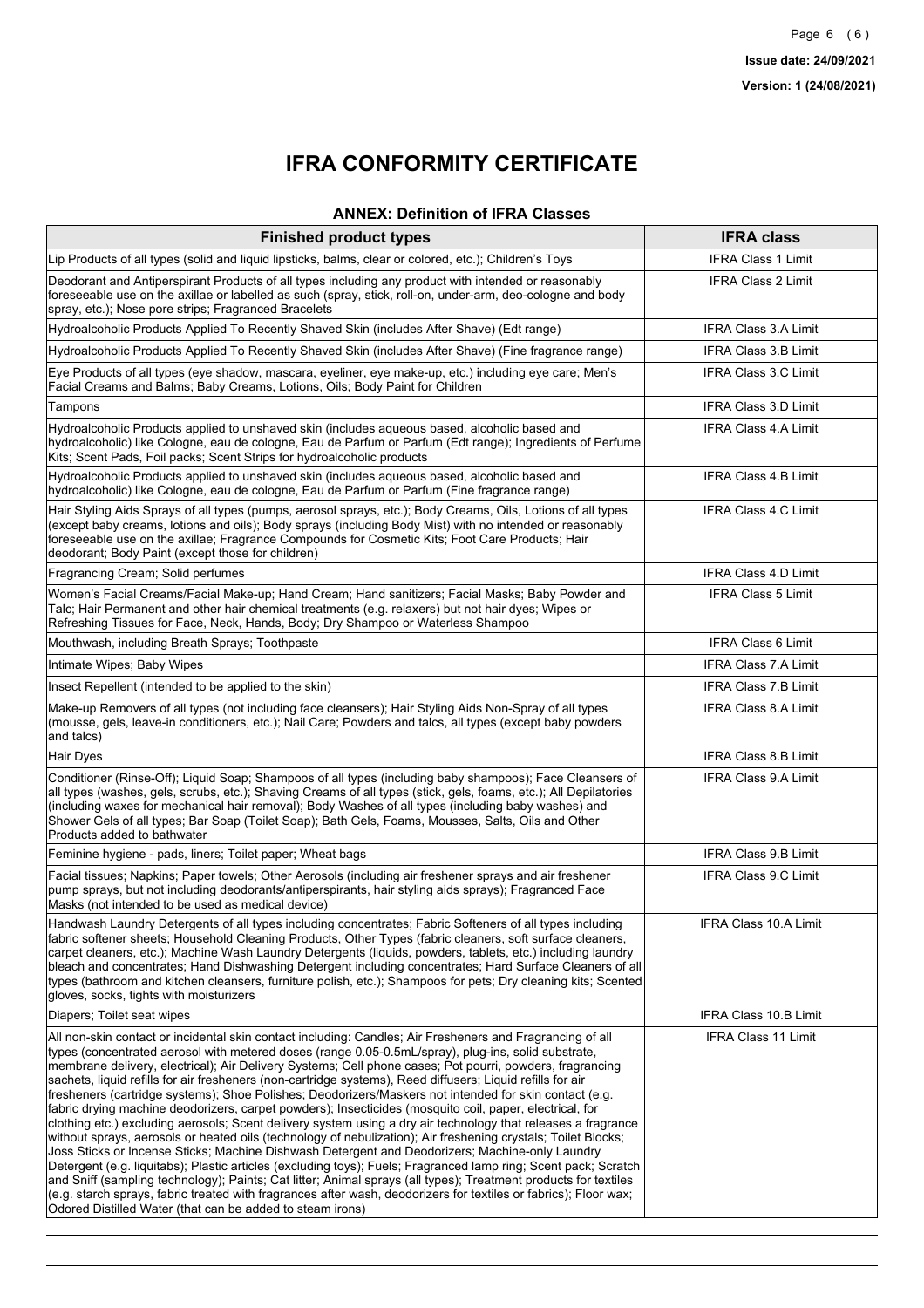Issue date: 24/09/2021

Version: 1 (24/08/2021)

# IFRA CONFORMITY CERTIFICATE

### ANNEX: Definition of IFRA Classes

| Finished product types | IFRA class |
|---|---|
| Lip Products of all types (solid and liquid lipsticks, balms, clear or colored, etc.); Children's Toys | IFRA Class 1 Limit |
| Deodorant and Antiperspirant Products of all types including any product with intended or reasonably foreseeable use on the axillae or labelled as such (spray, stick, roll-on, under-arm, deo-cologne and body spray, etc.); Nose pore strips; Fragranced Bracelets | IFRA Class 2 Limit |
| Hydroalcoholic Products Applied To Recently Shaved Skin (includes After Shave) (Edt range) | IFRA Class 3.A Limit |
| Hydroalcoholic Products Applied To Recently Shaved Skin (includes After Shave) (Fine fragrance range) | IFRA Class 3.B Limit |
| Eye Products of all types (eye shadow, mascara, eyeliner, eye make-up, etc.) including eye care; Men's Facial Creams and Balms; Baby Creams, Lotions, Oils; Body Paint for Children | IFRA Class 3.C Limit |
| Tampons | IFRA Class 3.D Limit |
| Hydroalcoholic Products applied to unshaved skin (includes aqueous based, alcoholic based and hydroalcoholic) like Cologne, eau de cologne, Eau de Parfum or Parfum (Edt range); Ingredients of Perfume Kits; Scent Pads, Foil packs; Scent Strips for hydroalcoholic products | IFRA Class 4.A Limit |
| Hydroalcoholic Products applied to unshaved skin (includes aqueous based, alcoholic based and hydroalcoholic) like Cologne, eau de cologne, Eau de Parfum or Parfum (Fine fragrance range) | IFRA Class 4.B Limit |
| Hair Styling Aids Sprays of all types (pumps, aerosol sprays, etc.); Body Creams, Oils, Lotions of all types (except baby creams, lotions and oils); Body sprays (including Body Mist) with no intended or reasonably foreseeable use on the axillae; Fragrance Compounds for Cosmetic Kits; Foot Care Products; Hair deodorant; Body Paint (except those for children) | IFRA Class 4.C Limit |
| Fragrancing Cream; Solid perfumes | IFRA Class 4.D Limit |
| Women's Facial Creams/Facial Make-up; Hand Cream; Hand sanitizers; Facial Masks; Baby Powder and Talc; Hair Permanent and other hair chemical treatments (e.g. relaxers) but not hair dyes; Wipes or Refreshing Tissues for Face, Neck, Hands, Body; Dry Shampoo or Waterless Shampoo | IFRA Class 5 Limit |
| Mouthwash, including Breath Sprays; Toothpaste | IFRA Class 6 Limit |
| Intimate Wipes; Baby Wipes | IFRA Class 7.A Limit |
| Insect Repellent (intended to be applied to the skin) | IFRA Class 7.B Limit |
| Make-up Removers of all types (not including face cleansers); Hair Styling Aids Non-Spray of all types (mousse, gels, leave-in conditioners, etc.); Nail Care; Powders and talcs, all types (except baby powders and talcs) | IFRA Class 8.A Limit |
| Hair Dyes | IFRA Class 8.B Limit |
| Conditioner (Rinse-Off); Liquid Soap; Shampoos of all types (including baby shampoos); Face Cleansers of all types (washes, gels, scrubs, etc.); Shaving Creams of all types (stick, gels, foams, etc.); All Depilatories (including waxes for mechanical hair removal); Body Washes of all types (including baby washes) and Shower Gels of all types; Bar Soap (Toilet Soap); Bath Gels, Foams, Mousses, Salts, Oils and Other Products added to bathwater | IFRA Class 9.A Limit |
| Feminine hygiene - pads, liners; Toilet paper; Wheat bags | IFRA Class 9.B Limit |
| Facial tissues; Napkins; Paper towels; Other Aerosols (including air freshener sprays and air freshener pump sprays, but not including deodorants/antiperspirants, hair styling aids sprays); Fragranced Face Masks (not intended to be used as medical device) | IFRA Class 9.C Limit |
| Handwash Laundry Detergents of all types including concentrates; Fabric Softeners of all types including fabric softener sheets; Household Cleaning Products, Other Types (fabric cleaners, soft surface cleaners, carpet cleaners, etc.); Machine Wash Laundry Detergents (liquids, powders, tablets, etc.) including laundry bleach and concentrates; Hand Dishwashing Detergent including concentrates; Hard Surface Cleaners of all types (bathroom and kitchen cleansers, furniture polish, etc.); Shampoos for pets; Dry cleaning kits; Scented gloves, socks, tights with moisturizers | IFRA Class 10.A Limit |
| Diapers; Toilet seat wipes | IFRA Class 10.B Limit |
| All non-skin contact or incidental skin contact including: Candles; Air Fresheners and Fragrancing of all types (concentrated aerosol with metered doses (range 0.05-0.5mL/spray), plug-ins, solid substrate, membrane delivery, electrical); Air Delivery Systems; Cell phone cases; Pot pourri, powders, fragrancing sachets, liquid refills for air fresheners (non-cartridge systems), Reed diffusers; Liquid refills for air fresheners (cartridge systems); Shoe Polishes; Deodorizers/Maskers not intended for skin contact (e.g. fabric drying machine deodorizers, carpet powders); Insecticides (mosquito coil, paper, electrical, for clothing etc.) excluding aerosols; Scent delivery system using a dry air technology that releases a fragrance without sprays, aerosols or heated oils (technology of nebulization); Air freshening crystals; Toilet Blocks; Joss Sticks or Incense Sticks; Machine Dishwash Detergent and Deodorizers; Machine-only Laundry Detergent (e.g. liquitabs); Plastic articles (excluding toys); Fuels; Fragranced lamp ring; Scent pack; Scratch and Sniff (sampling technology); Paints; Cat litter; Animal sprays (all types); Treatment products for textiles (e.g. starch sprays, fabric treated with fragrances after wash, deodorizers for textiles or fabrics); Floor wax; Odored Distilled Water (that can be added to steam irons) | IFRA Class 11 Limit |